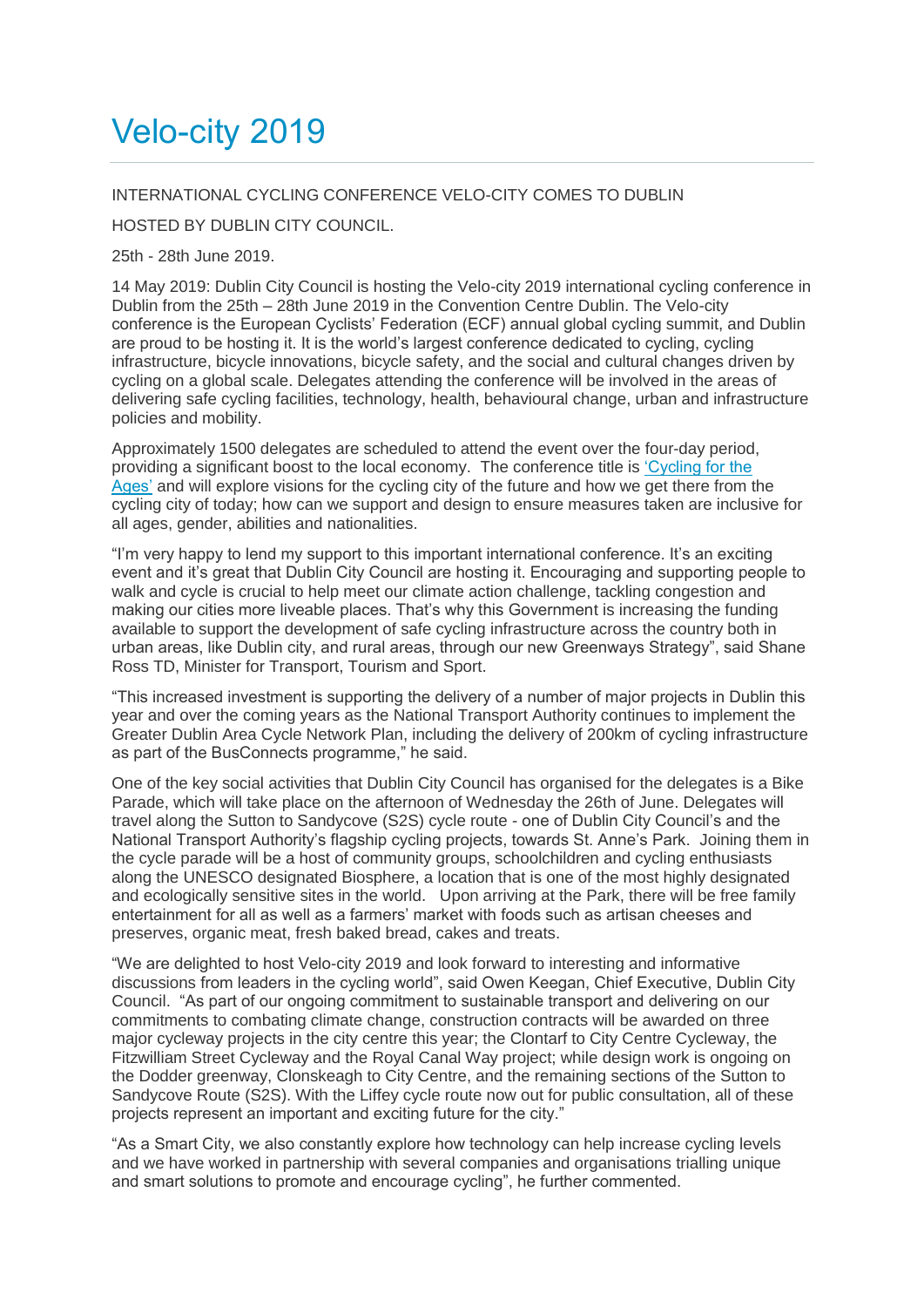# Velo-city 2019

INTERNATIONAL CYCLING CONFERENCE VELO-CITY COMES TO DUBLIN

HOSTED BY DUBLIN CITY COUNCIL.

25th - 28th June 2019.

14 May 2019: Dublin City Council is hosting the Velo-city 2019 international cycling conference in Dublin from the 25th – 28th June 2019 in the Convention Centre Dublin. The Velo-city conference is the European Cyclists' Federation (ECF) annual global cycling summit, and Dublin are proud to be hosting it. It is the world's largest conference dedicated to cycling, cycling infrastructure, bicycle innovations, bicycle safety, and the social and cultural changes driven by cycling on a global scale. Delegates attending the conference will be involved in the areas of delivering safe cycling facilities, technology, health, behavioural change, urban and infrastructure policies and mobility.

Approximately 1500 delegates are scheduled to attend the event over the four-day period, providing a significant boost to the local economy. The conference title is 'Cycling for the Ages' and will explore visions for the cycling city of the future and how we get there from the cycling city of today; how can we support and design to ensure measures taken are inclusive for all ages, gender, abilities and nationalities.

"I'm very happy to lend my support to this important international conference. It's an exciting event and it's great that Dublin City Council are hosting it. Encouraging and supporting people to walk and cycle is crucial to help meet our climate action challenge, tackling congestion and making our cities more liveable places. That's why this Government is increasing the funding available to support the development of safe cycling infrastructure across the country both in urban areas, like Dublin city, and rural areas, through our new Greenways Strategy", said Shane Ross TD, Minister for Transport, Tourism and Sport.

"This increased investment is supporting the delivery of a number of major projects in Dublin this year and over the coming years as the National Transport Authority continues to implement the Greater Dublin Area Cycle Network Plan, including the delivery of 200km of cycling infrastructure as part of the BusConnects programme," he said.

One of the key social activities that Dublin City Council has organised for the delegates is a Bike Parade, which will take place on the afternoon of Wednesday the 26th of June. Delegates will travel along the Sutton to Sandycove (S2S) cycle route - one of Dublin City Council's and the National Transport Authority's flagship cycling projects, towards St. Anne's Park. Joining them in the cycle parade will be a host of community groups, schoolchildren and cycling enthusiasts along the UNESCO designated Biosphere, a location that is one of the most highly designated and ecologically sensitive sites in the world. Upon arriving at the Park, there will be free family entertainment for all as well as a farmers' market with foods such as artisan cheeses and preserves, organic meat, fresh baked bread, cakes and treats.

"We are delighted to host Velo-city 2019 and look forward to interesting and informative discussions from leaders in the cycling world", said Owen Keegan, Chief Executive, Dublin City Council. "As part of our ongoing commitment to sustainable transport and delivering on our commitments to combating climate change, construction contracts will be awarded on three major cycleway projects in the city centre this year; the Clontarf to City Centre Cycleway, the Fitzwilliam Street Cycleway and the Royal Canal Way project; while design work is ongoing on the Dodder greenway, Clonskeagh to City Centre, and the remaining sections of the Sutton to Sandycove Route (S2S). With the Liffey cycle route now out for public consultation, all of these projects represent an important and exciting future for the city."

"As a Smart City, we also constantly explore how technology can help increase cycling levels and we have worked in partnership with several companies and organisations trialling unique and smart solutions to promote and encourage cycling", he further commented.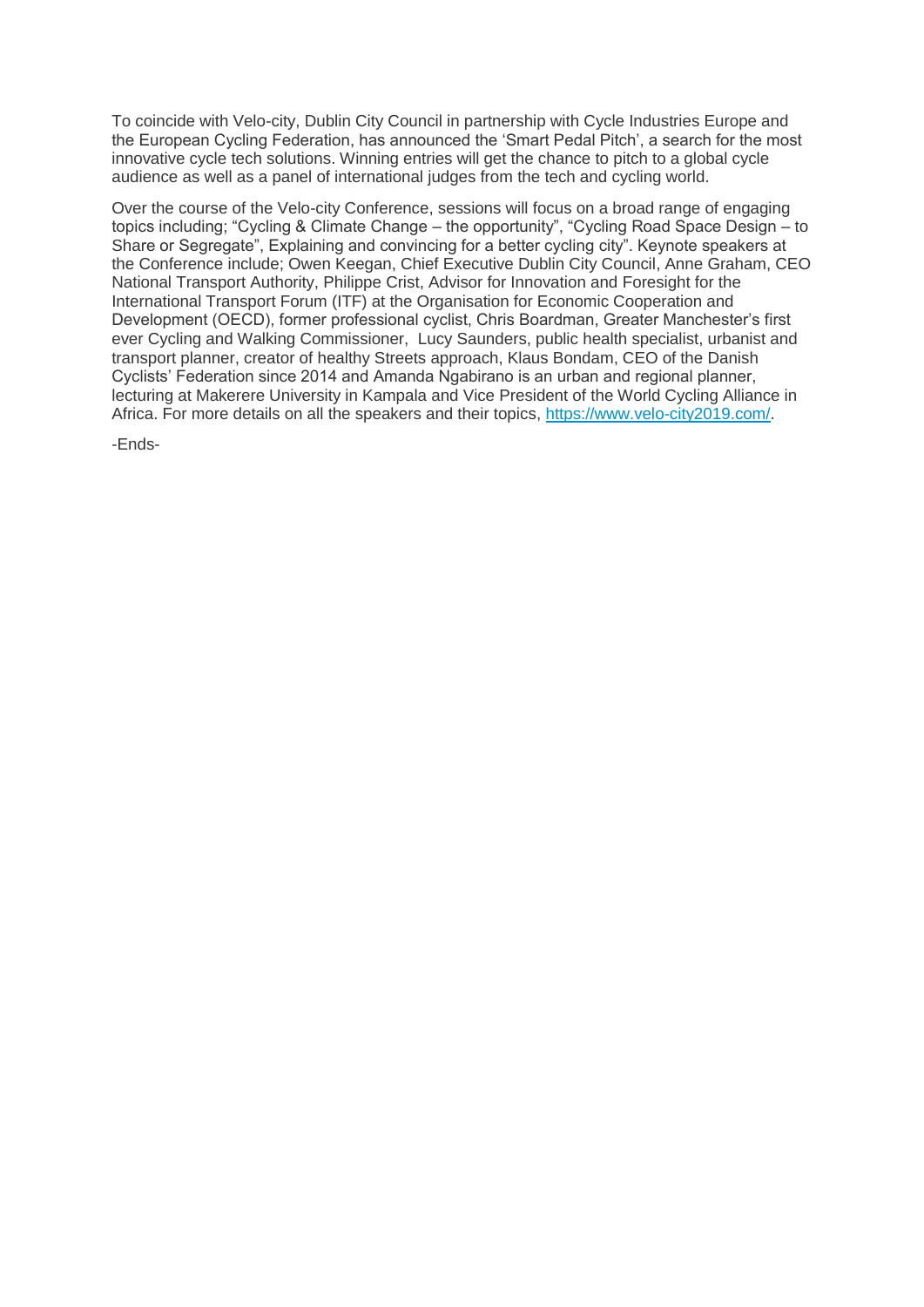To coincide with Velo-city, Dublin City Council in partnership with Cycle Industries Europe and the European Cycling Federation, has announced the 'Smart Pedal Pitch', a search for the most innovative cycle tech solutions. Winning entries will get the chance to pitch to a global cycle audience as well as a panel of international judges from the tech and cycling world.

Over the course of the Velo-city Conference, sessions will focus on a broad range of engaging topics including; "Cycling & Climate Change – the opportunity", "Cycling Road Space Design – to Share or Segregate", Explaining and convincing for a better cycling city". Keynote speakers at the Conference include; Owen Keegan, Chief Executive Dublin City Council, Anne Graham, CEO National Transport Authority, Philippe Crist, Advisor for Innovation and Foresight for the International Transport Forum (ITF) at the Organisation for Economic Cooperation and Development (OECD), former professional cyclist, Chris Boardman, Greater Manchester's first ever Cycling and Walking Commissioner, Lucy Saunders, public health specialist, urbanist and transport planner, creator of healthy Streets approach, Klaus Bondam, CEO of the Danish Cyclists' Federation since 2014 and Amanda Ngabirano is an urban and regional planner, lecturing at Makerere University in Kampala and Vice President of the World Cycling Alliance in Africa. For more details on all the speakers and their topics, [https://www.velo-city2019.com/](https://www.velo-city2019.com/).

-Ends-